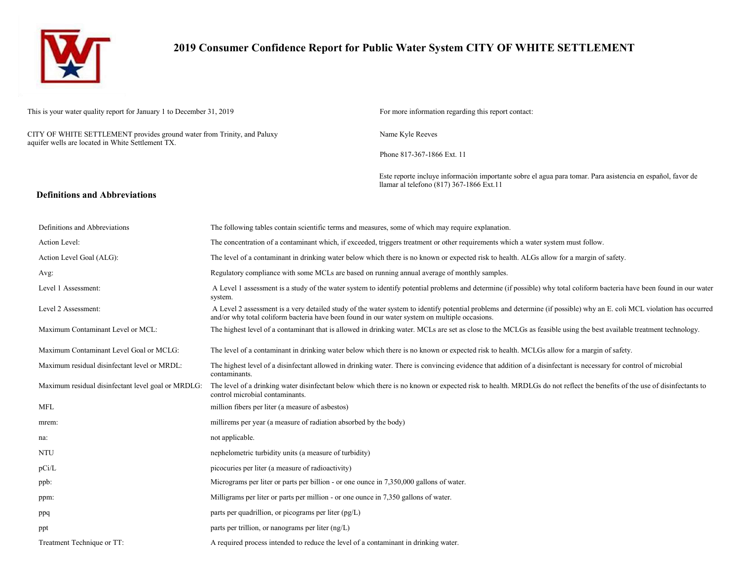# 2019 Consumer Confidence Report for Public Water System CITY OF WHITE SETTLEMENT

This is your water quality report for January 1 to December 31, 2019

CITY OF WHITE SETTLEMENT provides ground water from Trinity, and Paluxy aquifer wells are located in White Settlement TX.

For more information regarding this report contact:

Name Kyle Reeves

Phone 817-367-1866 Ext. 11

Este reporte incluye información importante sobre el agua para tomar. Para asistencia en español, favor de llamar al telefono (817) 367-1866 Ext.11

## Definitions and Abbreviations

| | |
|---|---|
| Definitions and Abbreviations | The following tables contain scientific terms and measures, some of which may require explanation. |
| Action Level: | The concentration of a contaminant which, if exceeded, triggers treatment or other requirements which a water system must follow. |
| Action Level Goal (ALG): | The level of a contaminant in drinking water below which there is no known or expected risk to health. ALGs allow for a margin of safety. |
| Avg: | Regulatory compliance with some MCLs are based on running annual average of monthly samples. |
| Level 1 Assessment: | A Level 1 assessment is a study of the water system to identify potential problems and determine (if possible) why total coliform bacteria have been found in our water system. |
| Level 2 Assessment: | A Level 2 assessment is a very detailed study of the water system to identify potential problems and determine (if possible) why an E. coli MCL violation has occurred and/or why total coliform bacteria have been found in our water system on multiple occasions. |
| Maximum Contaminant Level or MCL: | The highest level of a contaminant that is allowed in drinking water. MCLs are set as close to the MCLGs as feasible using the best available treatment technology. |
| Maximum Contaminant Level Goal or MCLG: | The level of a contaminant in drinking water below which there is no known or expected risk to health. MCLGs allow for a margin of safety. |
| Maximum residual disinfectant level or MRDL: | The highest level of a disinfectant allowed in drinking water. There is convincing evidence that addition of a disinfectant is necessary for control of microbial contaminants. |
| Maximum residual disinfectant level goal or MRDLG: | The level of a drinking water disinfectant below which there is no known or expected risk to health. MRDLGs do not reflect the benefits of the use of disinfectants to control microbial contaminants. |
| MFL | million fibers per liter (a measure of asbestos) |
| mrem: | millirems per year (a measure of radiation absorbed by the body) |
| na: | not applicable. |
| NTU | nephelometric turbidity units (a measure of turbidity) |
| pCi/L | picocuries per liter (a measure of radioactivity) |
| ppb: | Micrograms per liter or parts per billion - or one ounce in 7,350,000 gallons of water. |
| ppm: | Milligrams per liter or parts per million - or one ounce in 7,350 gallons of water. |
| ppq | parts per quadrillion, or picograms per liter (pg/L) |
| ppt | parts per trillion, or nanograms per liter (ng/L) |
| Treatment Technique or TT: | A required process intended to reduce the level of a contaminant in drinking water. |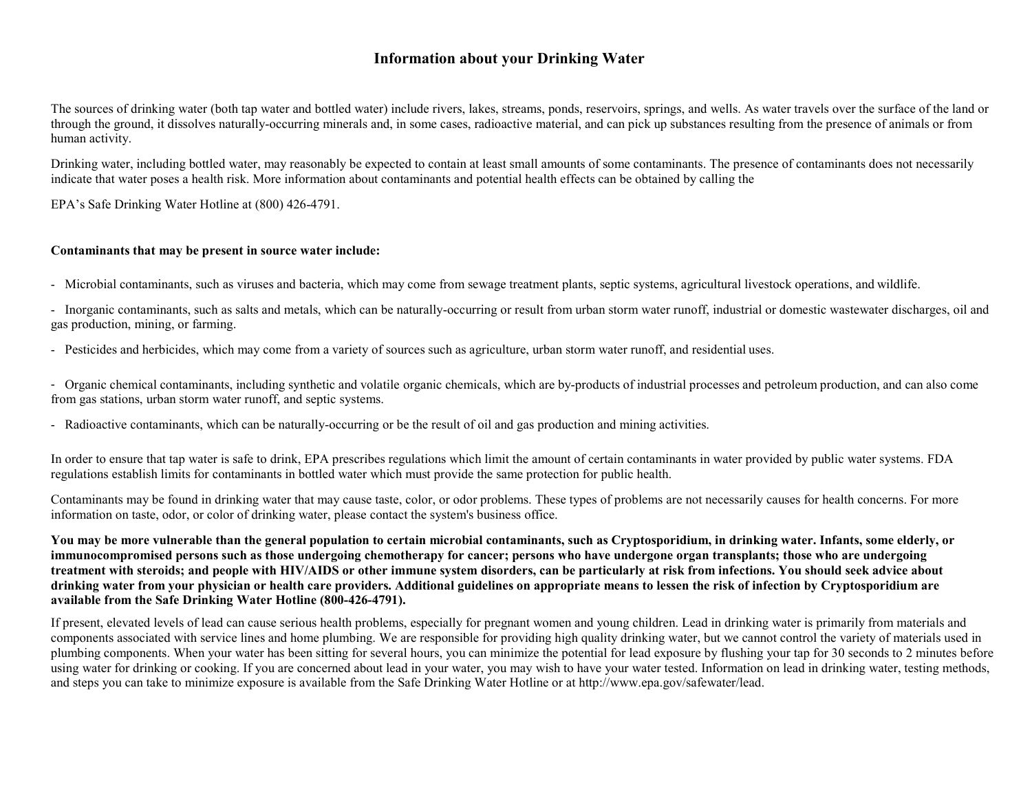# Information about your Drinking Water

The sources of drinking water (both tap water and bottled water) include rivers, lakes, streams, ponds, reservoirs, springs, and wells. As water travels over the surface of the land or through the ground, it dissolves naturally-occurring minerals and, in some cases, radioactive material, and can pick up substances resulting from the presence of animals or from human activity.

Drinking water, including bottled water, may reasonably be expected to contain at least small amounts of some contaminants. The presence of contaminants does not necessarily indicate that water poses a health risk. More information about contaminants and potential health effects can be obtained by calling the

EPA's Safe Drinking Water Hotline at (800) 426-4791.

**Contaminants that may be present in source water include:**

- Microbial contaminants, such as viruses and bacteria, which may come from sewage treatment plants, septic systems, agricultural livestock operations, and wildlife.
- Inorganic contaminants, such as salts and metals, which can be naturally-occurring or result from urban storm water runoff, industrial or domestic wastewater discharges, oil and gas production, mining, or farming.
- Pesticides and herbicides, which may come from a variety of sources such as agriculture, urban storm water runoff, and residential uses.
- Organic chemical contaminants, including synthetic and volatile organic chemicals, which are by-products of industrial processes and petroleum production, and can also come from gas stations, urban storm water runoff, and septic systems.
- Radioactive contaminants, which can be naturally-occurring or be the result of oil and gas production and mining activities.

In order to ensure that tap water is safe to drink, EPA prescribes regulations which limit the amount of certain contaminants in water provided by public water systems. FDA regulations establish limits for contaminants in bottled water which must provide the same protection for public health.

Contaminants may be found in drinking water that may cause taste, color, or odor problems. These types of problems are not necessarily causes for health concerns. For more information on taste, odor, or color of drinking water, please contact the system's business office.

**You may be more vulnerable than the general population to certain microbial contaminants, such as Cryptosporidium, in drinking water. Infants, some elderly, or immunocompromised persons such as those undergoing chemotherapy for cancer; persons who have undergone organ transplants; those who are undergoing treatment with steroids; and people with HIV/AIDS or other immune system disorders, can be particularly at risk from infections. You should seek advice about drinking water from your physician or health care providers. Additional guidelines on appropriate means to lessen the risk of infection by Cryptosporidium are available from the Safe Drinking Water Hotline (800-426-4791).**

If present, elevated levels of lead can cause serious health problems, especially for pregnant women and young children. Lead in drinking water is primarily from materials and components associated with service lines and home plumbing. We are responsible for providing high quality drinking water, but we cannot control the variety of materials used in plumbing components. When your water has been sitting for several hours, you can minimize the potential for lead exposure by flushing your tap for 30 seconds to 2 minutes before using water for drinking or cooking. If you are concerned about lead in your water, you may wish to have your water tested. Information on lead in drinking water, testing methods, and steps you can take to minimize exposure is available from the Safe Drinking Water Hotline or at http://www.epa.gov/safewater/lead.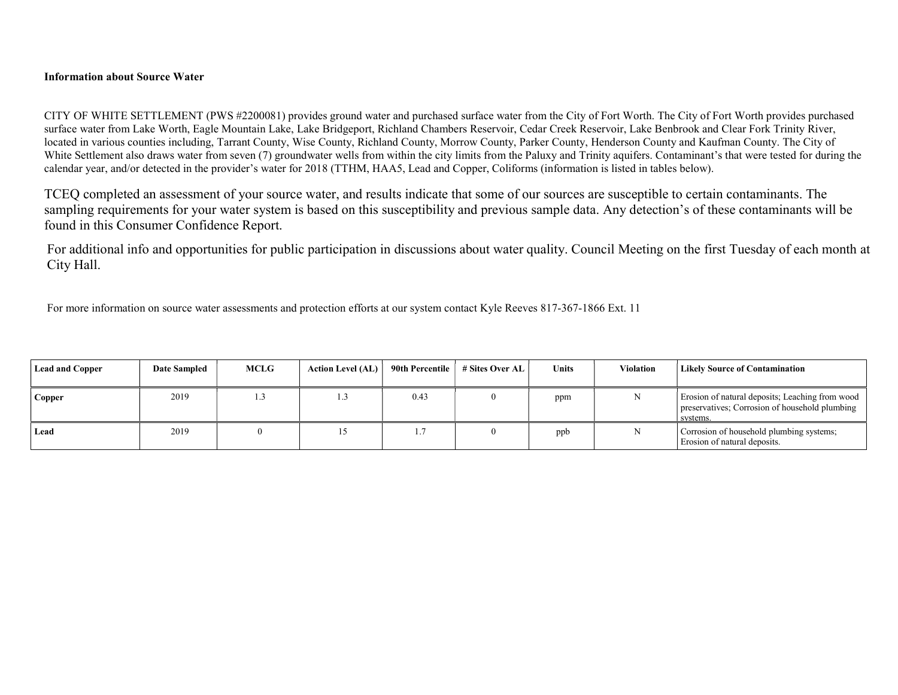**Information about Source Water**

CITY OF WHITE SETTLEMENT (PWS #2200081) provides ground water and purchased surface water from the City of Fort Worth. The City of Fort Worth provides purchased surface water from Lake Worth, Eagle Mountain Lake, Lake Bridgeport, Richland Chambers Reservoir, Cedar Creek Reservoir, Lake Benbrook and Clear Fork Trinity River, located in various counties including, Tarrant County, Wise County, Richland County, Morrow County, Parker County, Henderson County and Kaufman County. The City of White Settlement also draws water from seven (7) groundwater wells from within the city limits from the Paluxy and Trinity aquifers. Contaminant's that were tested for during the calendar year, and/or detected in the provider's water for 2018 (TTHM, HAA5, Lead and Copper, Coliforms (information is listed in tables below).

TCEQ completed an assessment of your source water, and results indicate that some of our sources are susceptible to certain contaminants. The sampling requirements for your water system is based on this susceptibility and previous sample data. Any detection's of these contaminants will be found in this Consumer Confidence Report.

For additional info and opportunities for public participation in discussions about water quality. Council Meeting on the first Tuesday of each month at City Hall.

For more information on source water assessments and protection efforts at our system contact Kyle Reeves 817-367-1866 Ext. 11

| Lead and Copper | Date Sampled | MCLG | Action Level (AL) | 90th Percentile | # Sites Over AL | Units | Violation | Likely Source of Contamination |
|---|---|---|---|---|---|---|---|---|
| **Copper** | 2019 | 1.3 | 1.3 | 0.43 | 0 | ppm | N | Erosion of natural deposits; Leaching from wood preservatives; Corrosion of household plumbing systems. |
| **Lead** | 2019 | 0 | 15 | 1.7 | 0 | ppb | N | Corrosion of household plumbing systems; Erosion of natural deposits. |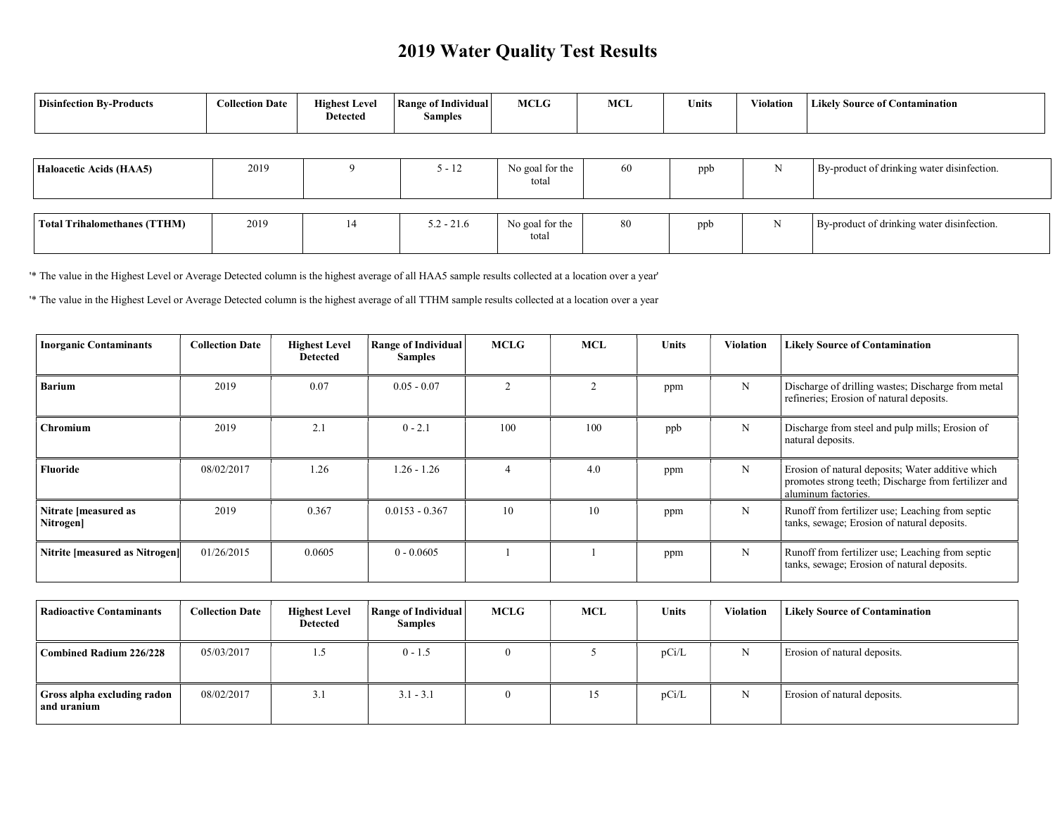# 2019 Water Quality Test Results

| Disinfection By-Products | Collection Date | Highest Level Detected | Range of Individual Samples | MCLG | MCL | Units | Violation | Likely Source of Contamination |
|---|---|---|---|---|---|---|---|---|
| **Haloacetic Acids (HAA5)** | 2019 | 9 | 5 - 12 | No goal for the total | 60 | ppb | N | By-product of drinking water disinfection. |
| **Total Trihalomethanes (TTHM)** | 2019 | 14 | 5.2 - 21.6 | No goal for the total | 80 | ppb | N | By-product of drinking water disinfection. |

'* The value in the Highest Level or Average Detected column is the highest average of all HAA5 sample results collected at a location over a year'

'* The value in the Highest Level or Average Detected column is the highest average of all TTHM sample results collected at a location over a year

| Inorganic Contaminants | Collection Date | Highest Level Detected | Range of Individual Samples | MCLG | MCL | Units | Violation | Likely Source of Contamination |
|---|---|---|---|---|---|---|---|---|
| **Barium** | 2019 | 0.07 | 0.05 - 0.07 | 2 | 2 | ppm | N | Discharge of drilling wastes; Discharge from metal refineries; Erosion of natural deposits. |
| **Chromium** | 2019 | 2.1 | 0 - 2.1 | 100 | 100 | ppb | N | Discharge from steel and pulp mills; Erosion of natural deposits. |
| **Fluoride** | 08/02/2017 | 1.26 | 1.26 - 1.26 | 4 | 4.0 | ppm | N | Erosion of natural deposits; Water additive which promotes strong teeth; Discharge from fertilizer and aluminum factories. |
| **Nitrate [measured as Nitrogen]** | 2019 | 0.367 | 0.0153 - 0.367 | 10 | 10 | ppm | N | Runoff from fertilizer use; Leaching from septic tanks, sewage; Erosion of natural deposits. |
| **Nitrite [measured as Nitrogen]** | 01/26/2015 | 0.0605 | 0 - 0.0605 | 1 | 1 | ppm | N | Runoff from fertilizer use; Leaching from septic tanks, sewage; Erosion of natural deposits. |

| Radioactive Contaminants | Collection Date | Highest Level Detected | Range of Individual Samples | MCLG | MCL | Units | Violation | Likely Source of Contamination |
|---|---|---|---|---|---|---|---|---|
| **Combined Radium 226/228** | 05/03/2017 | 1.5 | 0 - 1.5 | 0 | 5 | pCi/L | N | Erosion of natural deposits. |
| **Gross alpha excluding radon and uranium** | 08/02/2017 | 3.1 | 3.1 - 3.1 | 0 | 15 | pCi/L | N | Erosion of natural deposits. |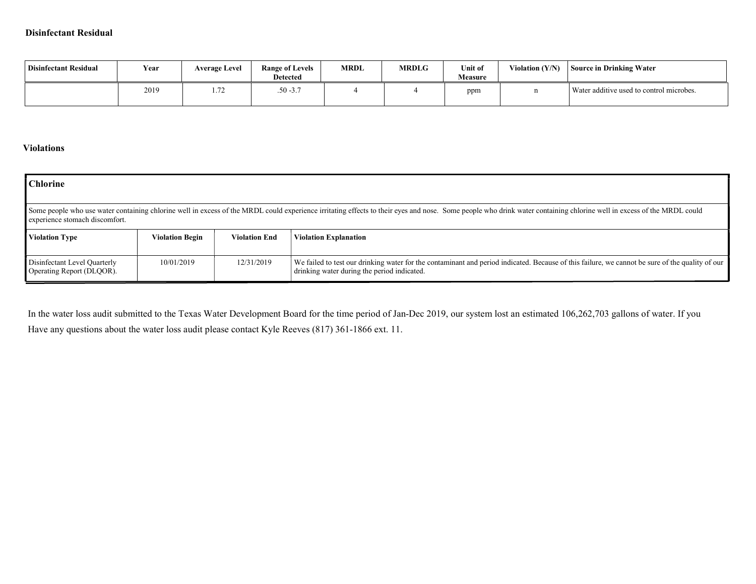## Disinfectant Residual

| Disinfectant Residual | Year | Average Level | Range of Levels Detected | MRDL | MRDLG | Unit of Measure | Violation (Y/N) | Source in Drinking Water |
|---|---|---|---|---|---|---|---|---|
| | 2019 | 1.72 | .50 -3.7 | 4 | 4 | ppm | n | Water additive used to control microbes. |

## Violations

**Chlorine**

Some people who use water containing chlorine well in excess of the MRDL could experience irritating effects to their eyes and nose. Some people who drink water containing chlorine well in excess of the MRDL could experience stomach discomfort.

| Violation Type | Violation Begin | Violation End | Violation Explanation |
|---|---|---|---|
| Disinfectant Level Quarterly Operating Report (DLQOR). | 10/01/2019 | 12/31/2019 | We failed to test our drinking water for the contaminant and period indicated. Because of this failure, we cannot be sure of the quality of our drinking water during the period indicated. |

In the water loss audit submitted to the Texas Water Development Board for the time period of Jan-Dec 2019, our system lost an estimated 106,262,703 gallons of water. If you Have any questions about the water loss audit please contact Kyle Reeves (817) 361-1866 ext. 11.